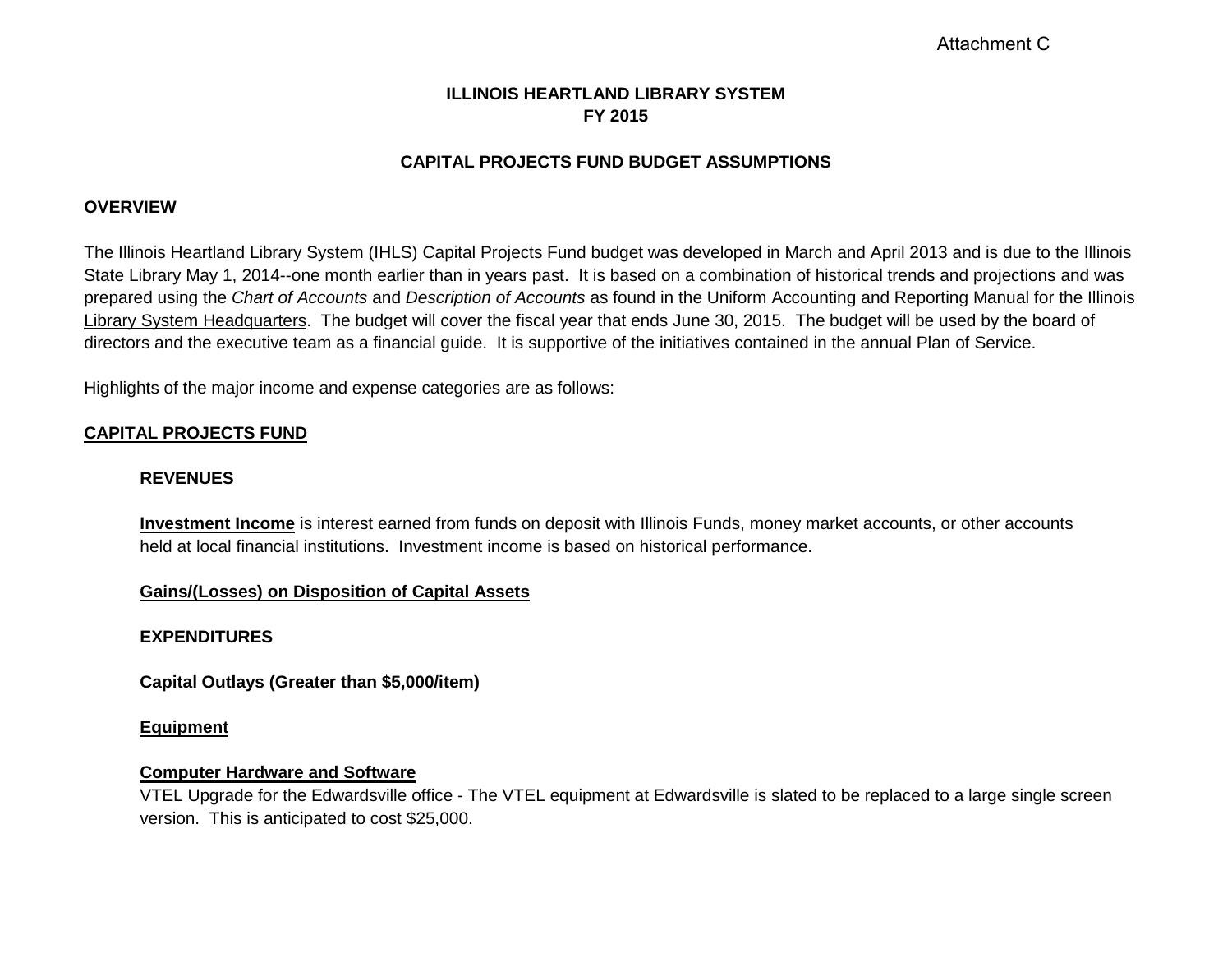Attachment C

# ILLINOIS HEARTLAND LIBRARY SYSTEM
# FY 2015

## CAPITAL PROJECTS FUND BUDGET ASSUMPTIONS

### OVERVIEW

The Illinois Heartland Library System (IHLS) Capital Projects Fund budget was developed in March and April 2013 and is due to the Illinois State Library May 1, 2014--one month earlier than in years past. It is based on a combination of historical trends and projections and was prepared using the *Chart of Accounts* and *Description of Accounts* as found in the Uniform Accounting and Reporting Manual for the Illinois Library System Headquarters. The budget will cover the fiscal year that ends June 30, 2015. The budget will be used by the board of directors and the executive team as a financial guide. It is supportive of the initiatives contained in the annual Plan of Service.

Highlights of the major income and expense categories are as follows:

### CAPITAL PROJECTS FUND

#### REVENUES

**Investment Income** is interest earned from funds on deposit with Illinois Funds, money market accounts, or other accounts held at local financial institutions. Investment income is based on historical performance.

**Gains/(Losses) on Disposition of Capital Assets**

#### EXPENDITURES

**Capital Outlays (Greater than $5,000/item)**

**Equipment**

**Computer Hardware and Software**

VTEL Upgrade for the Edwardsville office - The VTEL equipment at Edwardsville is slated to be replaced to a large single screen version. This is anticipated to cost $25,000.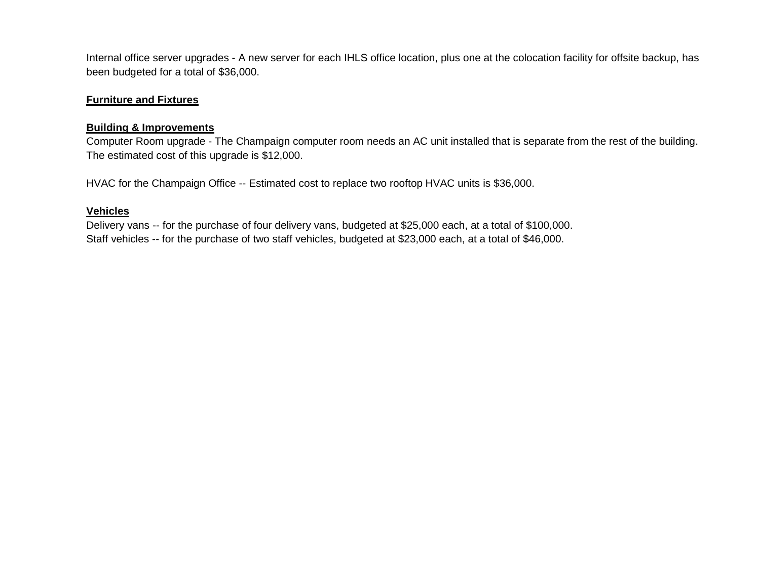Internal office server upgrades - A new server for each IHLS office location, plus one at the colocation facility for offsite backup, has been budgeted for a total of $36,000.

**Furniture and Fixtures**

**Building & Improvements**

Computer Room upgrade - The Champaign computer room needs an AC unit installed that is separate from the rest of the building. The estimated cost of this upgrade is $12,000.

HVAC for the Champaign Office -- Estimated cost to replace two rooftop HVAC units is $36,000.

**Vehicles**

Delivery vans -- for the purchase of four delivery vans, budgeted at $25,000 each, at a total of $100,000.
Staff vehicles -- for the purchase of two staff vehicles, budgeted at $23,000 each, at a total of $46,000.